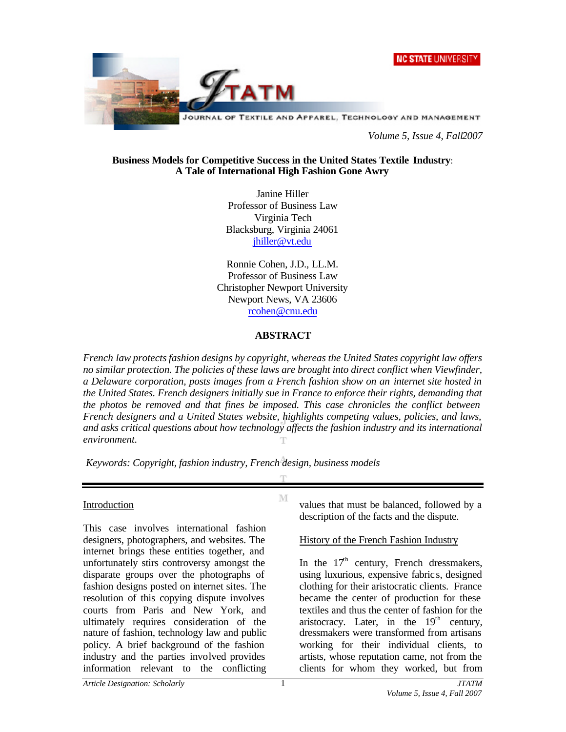# Business Models for Competitive Success in the United States Textile Industry: A Tale of International High Fashion Gone Awry

Janine Hiller
Professor of Business Law
Virginia Tech
Blacksburg, Virginia 24061
jhiller@vt.edu

Ronnie Cohen, J.D., LL.M.
Professor of Business Law
Christopher Newport University
Newport News, VA 23606
rcohen@cnu.edu

## ABSTRACT

*French law protects fashion designs by copyright, whereas the United States copyright law offers no similar protection. The policies of these laws are brought into direct conflict when Viewfinder, a Delaware corporation, posts images from a French fashion show on an internet site hosted in the United States. French designers initially sue in France to enforce their rights, demanding that the photos be removed and that fines be imposed. This case chronicles the conflict between French designers and a United States website, highlights competing values, policies, and laws, and asks critical questions about how technology affects the fashion industry and its international environment.*

*Keywords: Copyright, fashion industry, French design, business models*

## Introduction

This case involves international fashion designers, photographers, and websites. The internet brings these entities together, and unfortunately stirs controversy amongst the disparate groups over the photographs of fashion designs posted on internet sites. The resolution of this copying dispute involves courts from Paris and New York, and ultimately requires consideration of the nature of fashion, technology law and public policy. A brief background of the fashion industry and the parties involved provides information relevant to the conflicting values that must be balanced, followed by a description of the facts and the dispute.

## History of the French Fashion Industry

In the 17th century, French dressmakers, using luxurious, expensive fabrics, designed clothing for their aristocratic clients. France became the center of production for these textiles and thus the center of fashion for the aristocracy. Later, in the 19th century, dressmakers were transformed from artisans working for their individual clients, to artists, whose reputation came, not from the clients for whom they worked, but from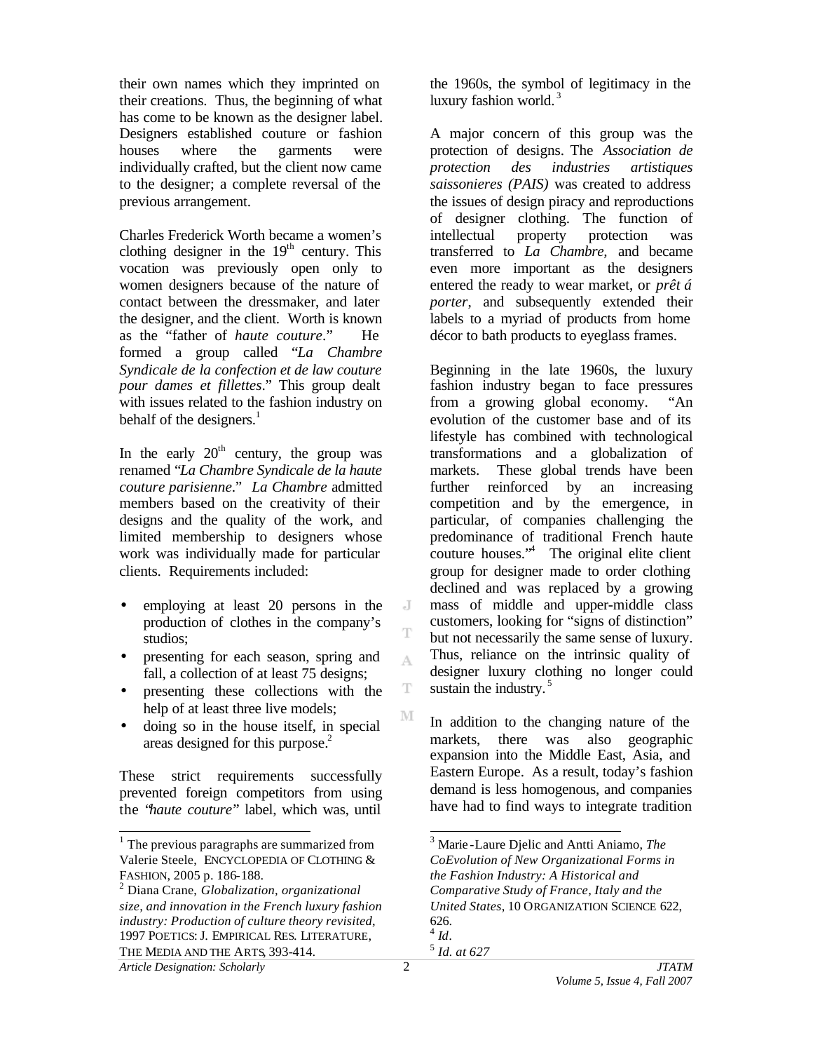their own names which they imprinted on their creations. Thus, the beginning of what has come to be known as the designer label. Designers established couture or fashion houses where the garments were individually crafted, but the client now came to the designer; a complete reversal of the previous arrangement.

Charles Frederick Worth became a women's clothing designer in the 19th century. This vocation was previously open only to women designers because of the nature of contact between the dressmaker, and later the designer, and the client. Worth is known as the "father of *haute couture*." He formed a group called "*La Chambre Syndicale de la confection et de law couture pour dames et fillettes*." This group dealt with issues related to the fashion industry on behalf of the designers.[1]

In the early 20th century, the group was renamed "*La Chambre Syndicale de la haute couture parisienne*." *La Chambre* admitted members based on the creativity of their designs and the quality of the work, and limited membership to designers whose work was individually made for particular clients. Requirements included:

- employing at least 20 persons in the production of clothes in the company's studios;
- presenting for each season, spring and fall, a collection of at least 75 designs;
- presenting these collections with the help of at least three live models;
- doing so in the house itself, in special areas designed for this purpose.[2]

These strict requirements successfully prevented foreign competitors from using the "*haute couture*" label, which was, until the 1960s, the symbol of legitimacy in the luxury fashion world.[3]

A major concern of this group was the protection of designs. The *Association de protection des industries artistiques saissonieres (PAIS)* was created to address the issues of design piracy and reproductions of designer clothing. The function of intellectual property protection was transferred to *La Chambre*, and became even more important as the designers entered the ready to wear market, or *prêt á porter*, and subsequently extended their labels to a myriad of products from home décor to bath products to eyeglass frames.

Beginning in the late 1960s, the luxury fashion industry began to face pressures from a growing global economy. "An evolution of the customer base and of its lifestyle has combined with technological transformations and a globalization of markets. These global trends have been further reinforced by an increasing competition and by the emergence, in particular, of companies challenging the predominance of traditional French haute couture houses."[4] The original elite client group for designer made to order clothing declined and was replaced by a growing mass of middle and upper-middle class customers, looking for "signs of distinction" but not necessarily the same sense of luxury. Thus, reliance on the intrinsic quality of designer luxury clothing no longer could sustain the industry.[5]

In addition to the changing nature of the markets, there was also geographic expansion into the Middle East, Asia, and Eastern Europe. As a result, today's fashion demand is less homogenous, and companies have had to find ways to integrate tradition

---

[1] The previous paragraphs are summarized from Valerie Steele, ENCYCLOPEDIA OF CLOTHING & FASHION, 2005 p. 186-188.

[2] Diana Crane, *Globalization, organizational size, and innovation in the French luxury fashion industry: Production of culture theory revisited*, 1997 POETICS: J. EMPIRICAL RES. LITERATURE, THE MEDIA AND THE ARTS, 393-414.

[3] Marie-Laure Djelic and Antti Aniamo, *The CoEvolution of New Organizational Forms in the Fashion Industry: A Historical and Comparative Study of France, Italy and the United States*, 10 ORGANIZATION SCIENCE 622, 626.

[4] *Id*.

[5] *Id. at 627*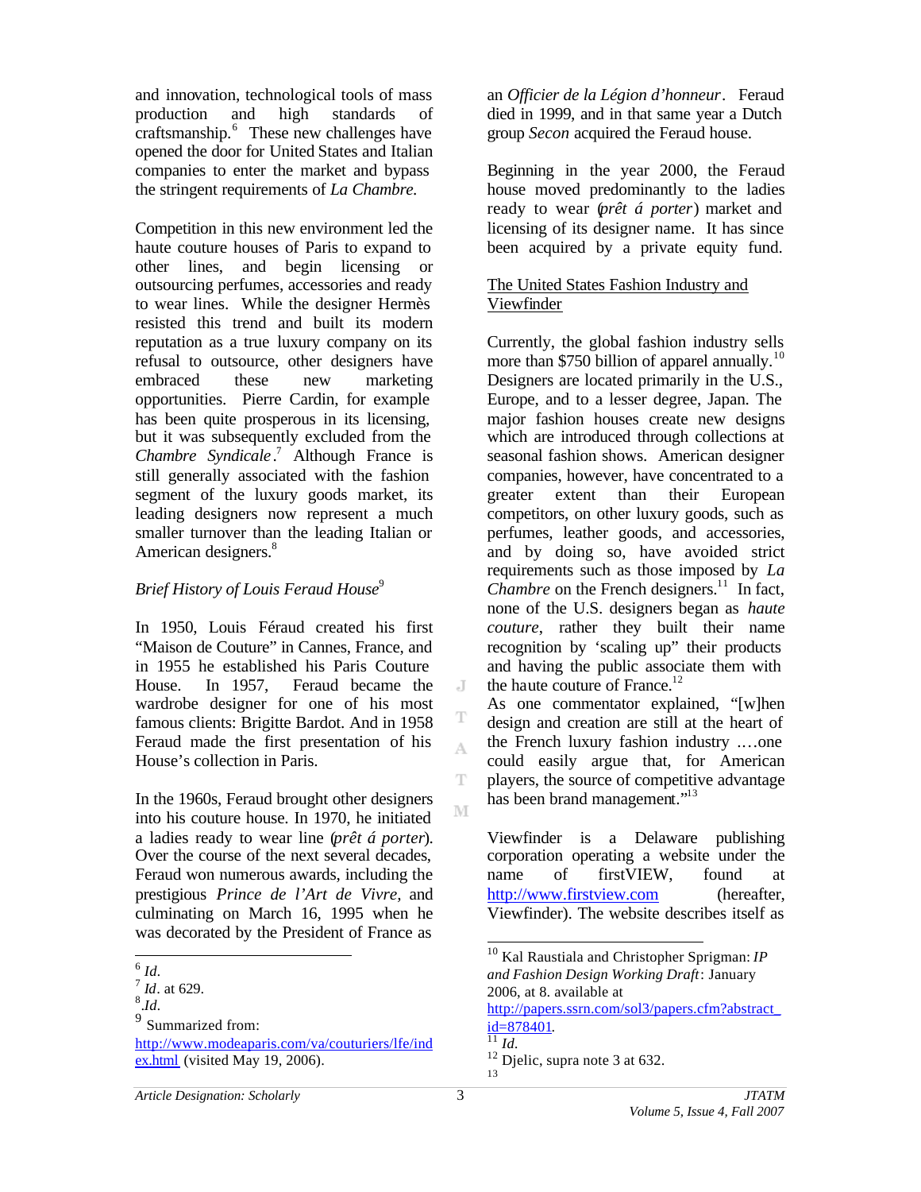and innovation, technological tools of mass production and high standards of craftsmanship.[6] These new challenges have opened the door for United States and Italian companies to enter the market and bypass the stringent requirements of *La Chambre.*

Competition in this new environment led the haute couture houses of Paris to expand to other lines, and begin licensing or outsourcing perfumes, accessories and ready to wear lines. While the designer Hermès resisted this trend and built its modern reputation as a true luxury company on its refusal to outsource, other designers have embraced these new marketing opportunities. Pierre Cardin, for example has been quite prosperous in its licensing, but it was subsequently excluded from the *Chambre Syndicale*.[7] Although France is still generally associated with the fashion segment of the luxury goods market, its leading designers now represent a much smaller turnover than the leading Italian or American designers.[8]

*Brief History of Louis Feraud House*[9]

In 1950, Louis Féraud created his first "Maison de Couture" in Cannes, France, and in 1955 he established his Paris Couture House. In 1957, Feraud became the wardrobe designer for one of his most famous clients: Brigitte Bardot. And in 1958 Feraud made the first presentation of his House's collection in Paris.

In the 1960s, Feraud brought other designers into his couture house. In 1970, he initiated a ladies ready to wear line (*prêt á porter*). Over the course of the next several decades, Feraud won numerous awards, including the prestigious *Prince de l'Art de Vivre*, and culminating on March 16, 1995 when he was decorated by the President of France as an *Officier de la Légion d'honneur*. Feraud died in 1999, and in that same year a Dutch group *Secon* acquired the Feraud house.

Beginning in the year 2000, the Feraud house moved predominantly to the ladies ready to wear (*prêt á porter*) market and licensing of its designer name. It has since been acquired by a private equity fund.

<u>The United States Fashion Industry and Viewfinder</u>

Currently, the global fashion industry sells more than $750 billion of apparel annually.[10] Designers are located primarily in the U.S., Europe, and to a lesser degree, Japan. The major fashion houses create new designs which are introduced through collections at seasonal fashion shows. American designer companies, however, have concentrated to a greater extent than their European competitors, on other luxury goods, such as perfumes, leather goods, and accessories, and by doing so, have avoided strict requirements such as those imposed by *La Chambre* on the French designers.[11] In fact, none of the U.S. designers began as *haute couture*, rather they built their name recognition by 'scaling up" their products and having the public associate them with the haute couture of France.[12]
As one commentator explained, "[w]hen design and creation are still at the heart of the French luxury fashion industry ….one could easily argue that, for American players, the source of competitive advantage has been brand management."[13]

Viewfinder is a Delaware publishing corporation operating a website under the name of firstVIEW, found at http://www.firstview.com (hereafter, Viewfinder). The website describes itself as

---

[6] *Id.*
[7] *Id.* at 629.
[8] *Id.*
[9] Summarized from: http://www.modeaparis.com/va/couturiers/lfe/index.html (visited May 19, 2006).

[10] Kal Raustiala and Christopher Sprigman: *IP and Fashion Design Working Draft*: January 2006, at 8. available at http://papers.ssrn.com/sol3/papers.cfm?abstract_id=878401.
[11] *Id.*
[12] Djelic, supra note 3 at 632.
[13]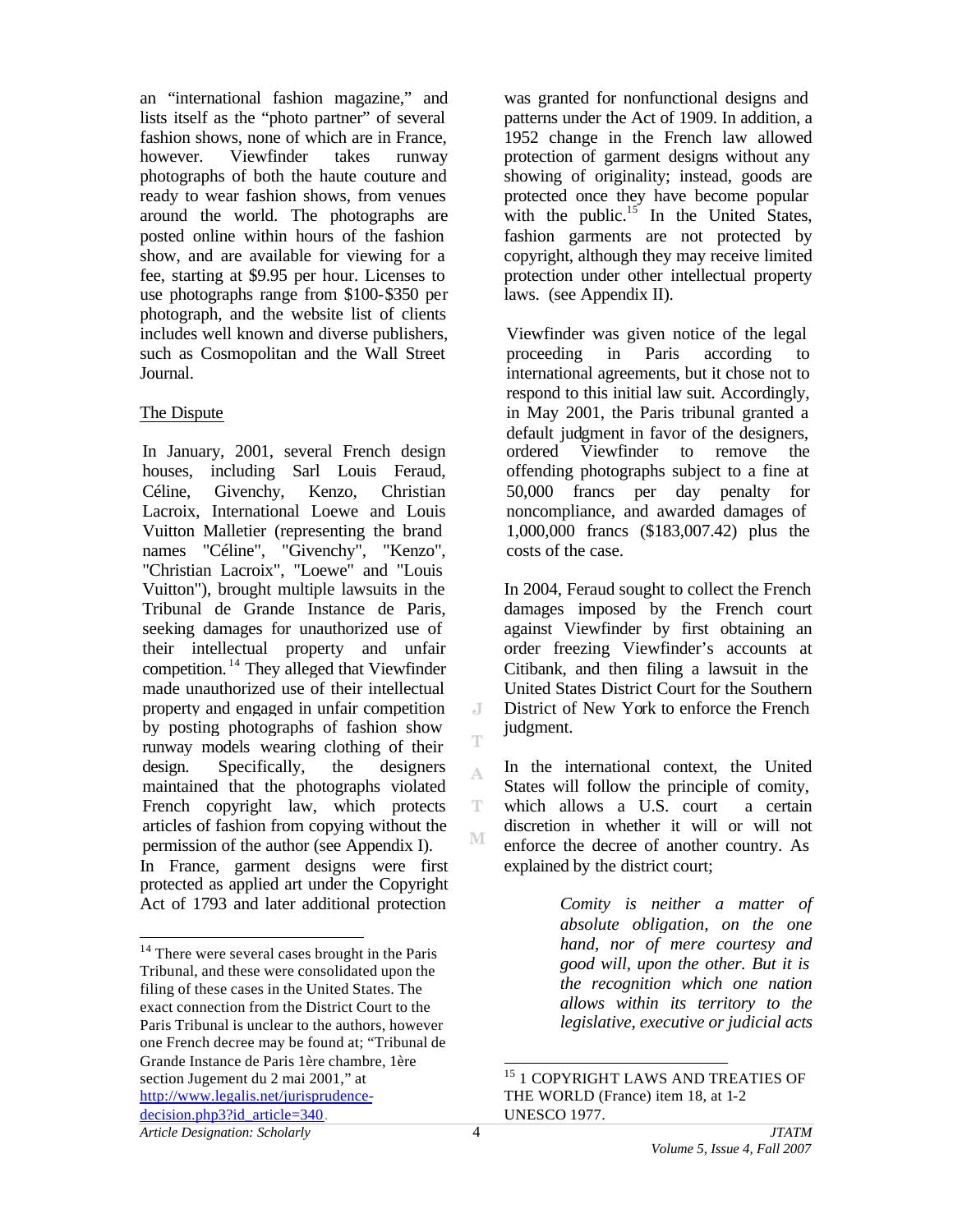an "international fashion magazine," and lists itself as the "photo partner" of several fashion shows, none of which are in France, however. Viewfinder takes runway photographs of both the haute couture and ready to wear fashion shows, from venues around the world. The photographs are posted online within hours of the fashion show, and are available for viewing for a fee, starting at $9.95 per hour. Licenses to use photographs range from $100-$350 per photograph, and the website list of clients includes well known and diverse publishers, such as Cosmopolitan and the Wall Street Journal.

## The Dispute

In January, 2001, several French design houses, including Sarl Louis Feraud, Céline, Givenchy, Kenzo, Christian Lacroix, International Loewe and Louis Vuitton Malletier (representing the brand names "Céline", "Givenchy", "Kenzo", "Christian Lacroix", "Loewe" and "Louis Vuitton"), brought multiple lawsuits in the Tribunal de Grande Instance de Paris, seeking damages for unauthorized use of their intellectual property and unfair competition.[14] They alleged that Viewfinder made unauthorized use of their intellectual property and engaged in unfair competition by posting photographs of fashion show runway models wearing clothing of their design. Specifically, the designers maintained that the photographs violated French copyright law, which protects articles of fashion from copying without the permission of the author (see Appendix I).

In France, garment designs were first protected as applied art under the Copyright Act of 1793 and later additional protection was granted for nonfunctional designs and patterns under the Act of 1909. In addition, a 1952 change in the French law allowed protection of garment designs without any showing of originality; instead, goods are protected once they have become popular with the public.[15] In the United States, fashion garments are not protected by copyright, although they may receive limited protection under other intellectual property laws. (see Appendix II).

Viewfinder was given notice of the legal proceeding in Paris according to international agreements, but it chose not to respond to this initial law suit. Accordingly, in May 2001, the Paris tribunal granted a default judgment in favor of the designers, ordered Viewfinder to remove the offending photographs subject to a fine at 50,000 francs per day penalty for noncompliance, and awarded damages of 1,000,000 francs ($183,007.42) plus the costs of the case.

In 2004, Feraud sought to collect the French damages imposed by the French court against Viewfinder by first obtaining an order freezing Viewfinder's accounts at Citibank, and then filing a lawsuit in the United States District Court for the Southern District of New York to enforce the French judgment.

In the international context, the United States will follow the principle of comity, which allows a U.S. court a certain discretion in whether it will or will not enforce the decree of another country. As explained by the district court;

> *Comity is neither a matter of absolute obligation, on the one hand, nor of mere courtesy and good will, upon the other. But it is the recognition which one nation allows within its territory to the legislative, executive or judicial acts*

---

[14] There were several cases brought in the Paris Tribunal, and these were consolidated upon the filing of these cases in the United States. The exact connection from the District Court to the Paris Tribunal is unclear to the authors, however one French decree may be found at; "Tribunal de Grande Instance de Paris 1ère chambre, 1ère section Jugement du 2 mai 2001," at http://www.legalis.net/jurisprudence-decision.php3?id_article=340.

[15] 1 COPYRIGHT LAWS AND TREATIES OF THE WORLD (France) item 18, at 1-2 UNESCO 1977.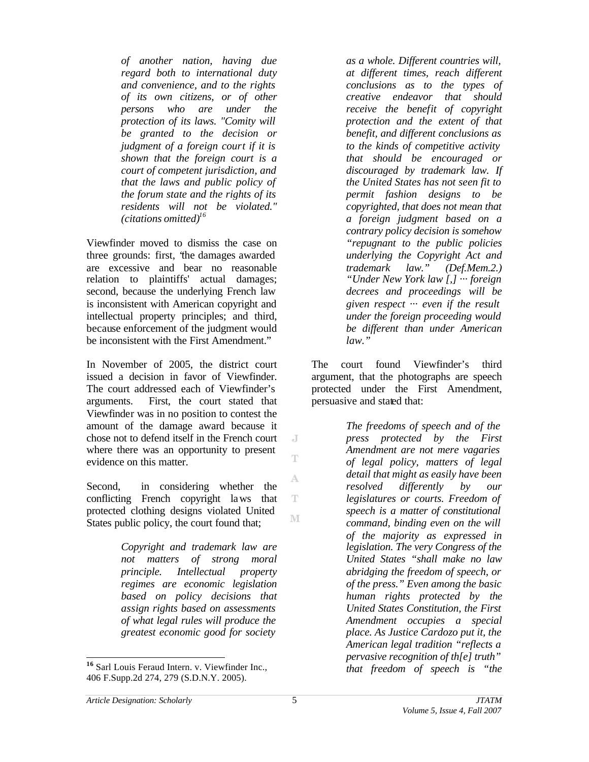> *of another nation, having due regard both to international duty and convenience, and to the rights of its own citizens, or of other persons who are under the protection of its laws. "Comity will be granted to the decision or judgment of a foreign court if it is shown that the foreign court is a court of competent jurisdiction, and that the laws and public policy of the forum state and the rights of its residents will not be violated." (citations omitted)*[16]

Viewfinder moved to dismiss the case on three grounds: first, "the damages awarded are excessive and bear no reasonable relation to plaintiffs' actual damages; second, because the underlying French law is inconsistent with American copyright and intellectual property principles; and third, because enforcement of the judgment would be inconsistent with the First Amendment."

In November of 2005, the district court issued a decision in favor of Viewfinder. The court addressed each of Viewfinder's arguments. First, the court stated that Viewfinder was in no position to contest the amount of the damage award because it chose not to defend itself in the French court where there was an opportunity to present evidence on this matter.

Second, in considering whether the conflicting French copyright laws that protected clothing designs violated United States public policy, the court found that;

> *Copyright and trademark law are not matters of strong moral principle. Intellectual property regimes are economic legislation based on policy decisions that assign rights based on assessments of what legal rules will produce the greatest economic good for society as a whole. Different countries will, at different times, reach different conclusions as to the types of creative endeavor that should receive the benefit of copyright protection and the extent of that benefit, and different conclusions as to the kinds of competitive activity that should be encouraged or discouraged by trademark law. If the United States has not seen fit to permit fashion designs to be copyrighted, that does not mean that a foreign judgment based on a contrary policy decision is somehow "repugnant to the public policies underlying the Copyright Act and trademark law." (Def.Mem.2.) "Under New York law [,] ··· foreign decrees and proceedings will be given respect ··· even if the result under the foreign proceeding would be different than under American law."*

The court found Viewfinder's third argument, that the photographs are speech protected under the First Amendment, persuasive and stated that:

> *The freedoms of speech and of the press protected by the First Amendment are not mere vagaries of legal policy, matters of legal detail that might as easily have been resolved differently by our legislatures or courts. Freedom of speech is a matter of constitutional command, binding even on the will of the majority as expressed in legislation. The very Congress of the United States "shall make no law abridging the freedom of speech, or of the press." Even among the basic human rights protected by the United States Constitution, the First Amendment occupies a special place. As Justice Cardozo put it, the American legal tradition "reflects a pervasive recognition of th[e] truth" that freedom of speech is "the*

---

[16] Sarl Louis Feraud Intern. v. Viewfinder Inc., 406 F.Supp.2d 274, 279 (S.D.N.Y. 2005).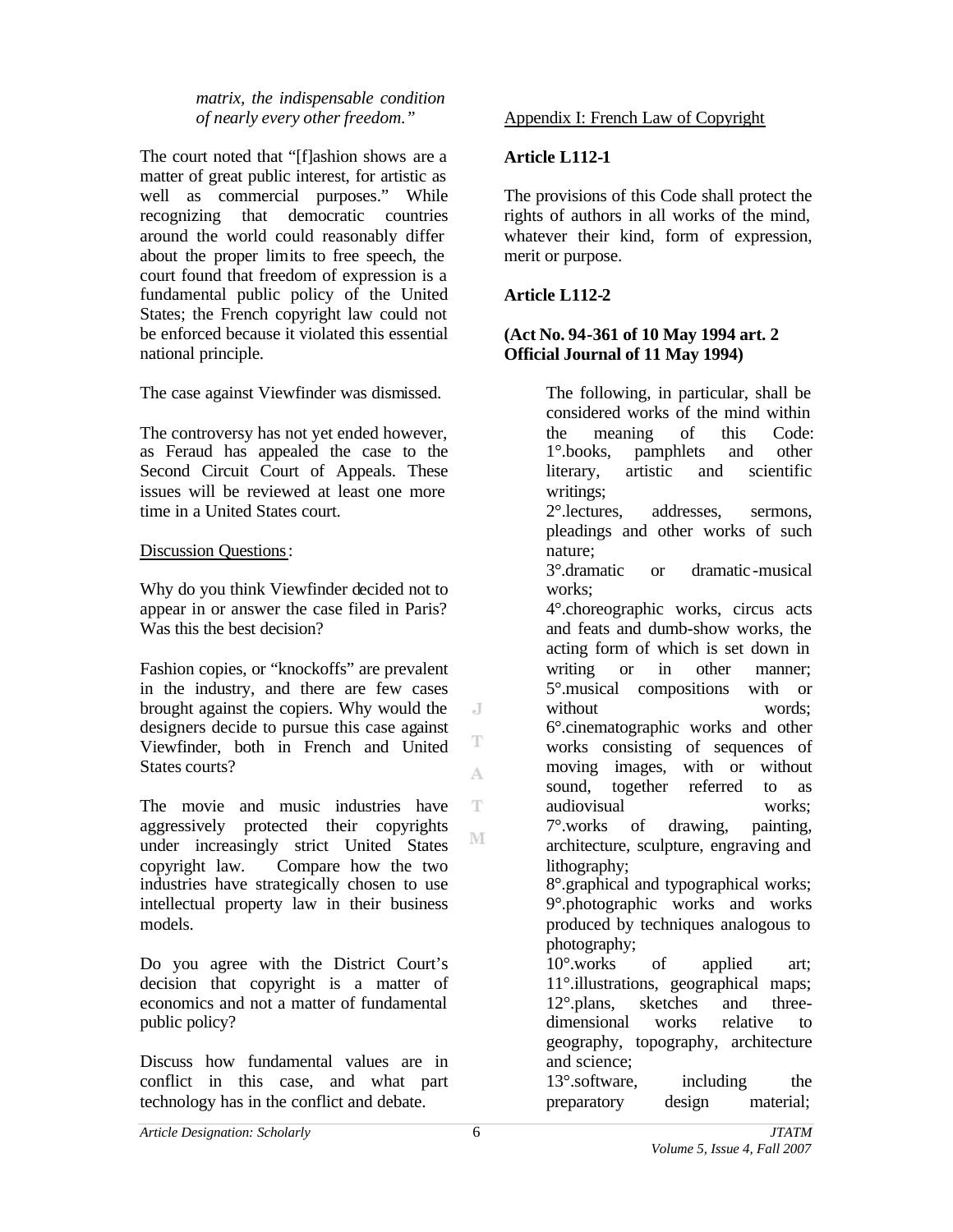*matrix, the indispensable condition of nearly every other freedom."*

The court noted that "[f]ashion shows are a matter of great public interest, for artistic as well as commercial purposes." While recognizing that democratic countries around the world could reasonably differ about the proper limits to free speech, the court found that freedom of expression is a fundamental public policy of the United States; the French copyright law could not be enforced because it violated this essential national principle.

The case against Viewfinder was dismissed.

The controversy has not yet ended however, as Feraud has appealed the case to the Second Circuit Court of Appeals. These issues will be reviewed at least one more time in a United States court.

Discussion Questions:

Why do you think Viewfinder decided not to appear in or answer the case filed in Paris? Was this the best decision?

Fashion copies, or "knockoffs" are prevalent in the industry, and there are few cases brought against the copiers. Why would the designers decide to pursue this case against Viewfinder, both in French and United States courts?

The movie and music industries have aggressively protected their copyrights under increasingly strict United States copyright law. Compare how the two industries have strategically chosen to use intellectual property law in their business models.

Do you agree with the District Court's decision that copyright is a matter of economics and not a matter of fundamental public policy?

Discuss how fundamental values are in conflict in this case, and what part technology has in the conflict and debate.

Appendix I: French Law of Copyright

**Article L112-1**

The provisions of this Code shall protect the rights of authors in all works of the mind, whatever their kind, form of expression, merit or purpose.

**Article L112-2**

**(Act No. 94-361 of 10 May 1994 art. 2 Official Journal of 11 May 1994)**

The following, in particular, shall be considered works of the mind within the meaning of this Code:
1°.books, pamphlets and other literary, artistic and scientific writings;
2°.lectures, addresses, sermons, pleadings and other works of such nature;
3°.dramatic or dramatic-musical works;
4°.choreographic works, circus acts and feats and dumb-show works, the acting form of which is set down in writing or in other manner;
5°.musical compositions with or without words;
6°.cinematographic works and other works consisting of sequences of moving images, with or without sound, together referred to as audiovisual works;
7°.works of drawing, painting, architecture, sculpture, engraving and lithography;
8°.graphical and typographical works;
9°.photographic works and works produced by techniques analogous to photography;
10°.works of applied art;
11°.illustrations, geographical maps;
12°.plans, sketches and three-dimensional works relative to geography, topography, architecture and science;
13°.software, including the preparatory design material;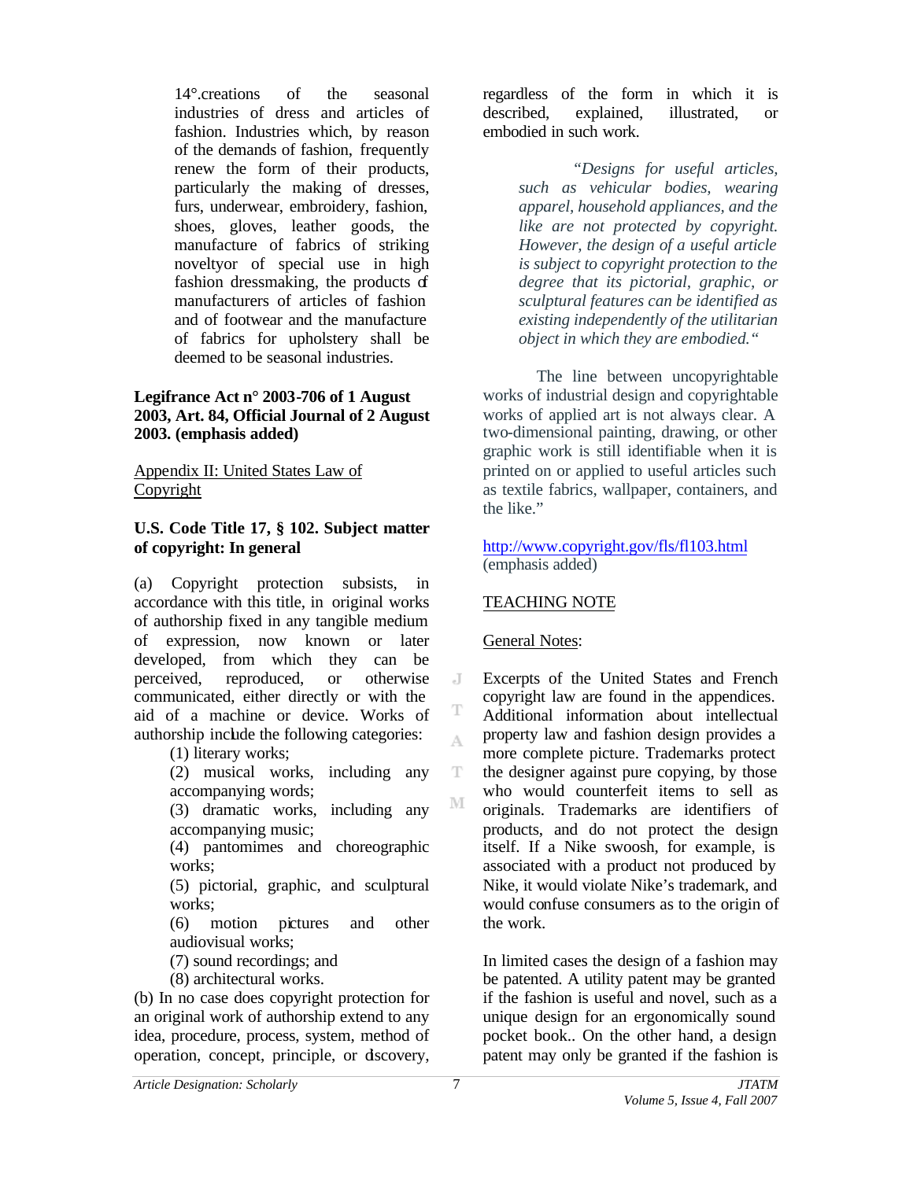14°.creations of the seasonal industries of dress and articles of fashion. Industries which, by reason of the demands of fashion, frequently renew the form of their products, particularly the making of dresses, furs, underwear, embroidery, fashion, shoes, gloves, leather goods, the manufacture of fabrics of striking noveltyor of special use in high fashion dressmaking, the products of manufacturers of articles of fashion and of footwear and the manufacture of fabrics for upholstery shall be deemed to be seasonal industries.

**Legifrance Act n° 2003-706 of 1 August 2003, Art. 84, Official Journal of 2 August 2003. (emphasis added)**

## Appendix II: United States Law of Copyright

**U.S. Code Title 17, § 102. Subject matter of copyright: In general**

(a) Copyright protection subsists, in accordance with this title, in original works of authorship fixed in any tangible medium of expression, now known or later developed, from which they can be perceived, reproduced, or otherwise communicated, either directly or with the aid of a machine or device. Works of authorship include the following categories:

(1) literary works;
(2) musical works, including any accompanying words;
(3) dramatic works, including any accompanying music;
(4) pantomimes and choreographic works;
(5) pictorial, graphic, and sculptural works;
(6) motion pictures and other audiovisual works;
(7) sound recordings; and
(8) architectural works.

(b) In no case does copyright protection for an original work of authorship extend to any idea, procedure, process, system, method of operation, concept, principle, or discovery, regardless of the form in which it is described, explained, illustrated, or embodied in such work.

> *"Designs for useful articles, such as vehicular bodies, wearing apparel, household appliances, and the like are not protected by copyright. However, the design of a useful article is subject to copyright protection to the degree that its pictorial, graphic, or sculptural features can be identified as existing independently of the utilitarian object in which they are embodied."*

The line between uncopyrightable works of industrial design and copyrightable works of applied art is not always clear. A two-dimensional painting, drawing, or other graphic work is still identifiable when it is printed on or applied to useful articles such as textile fabrics, wallpaper, containers, and the like."

http://www.copyright.gov/fls/fl103.html (emphasis added)

## TEACHING NOTE

### General Notes:

Excerpts of the United States and French copyright law are found in the appendices. Additional information about intellectual property law and fashion design provides a more complete picture. Trademarks protect the designer against pure copying, by those who would counterfeit items to sell as originals. Trademarks are identifiers of products, and do not protect the design itself. If a Nike swoosh, for example, is associated with a product not produced by Nike, it would violate Nike's trademark, and would confuse consumers as to the origin of the work.

In limited cases the design of a fashion may be patented. A utility patent may be granted if the fashion is useful and novel, such as a unique design for an ergonomically sound pocket book.. On the other hand, a design patent may only be granted if the fashion is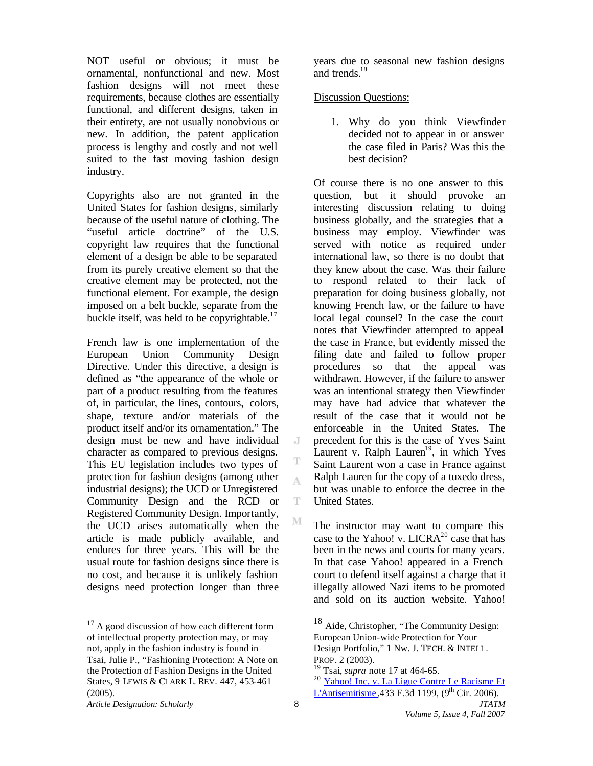NOT useful or obvious; it must be ornamental, nonfunctional and new. Most fashion designs will not meet these requirements, because clothes are essentially functional, and different designs, taken in their entirety, are not usually nonobvious or new. In addition, the patent application process is lengthy and costly and not well suited to the fast moving fashion design industry.

Copyrights also are not granted in the United States for fashion designs, similarly because of the useful nature of clothing. The "useful article doctrine" of the U.S. copyright law requires that the functional element of a design be able to be separated from its purely creative element so that the creative element may be protected, not the functional element. For example, the design imposed on a belt buckle, separate from the buckle itself, was held to be copyrightable.[17]

French law is one implementation of the European Union Community Design Directive. Under this directive, a design is defined as "the appearance of the whole or part of a product resulting from the features of, in particular, the lines, contours, colors, shape, texture and/or materials of the product itself and/or its ornamentation." The design must be new and have individual character as compared to previous designs. This EU legislation includes two types of protection for fashion designs (among other industrial designs); the UCD or Unregistered Community Design and the RCD or Registered Community Design. Importantly, the UCD arises automatically when the article is made publicly available, and endures for three years. This will be the usual route for fashion designs since there is no cost, and because it is unlikely fashion designs need protection longer than three years due to seasonal new fashion designs and trends.[18]

Discussion Questions:

1. Why do you think Viewfinder decided not to appear in or answer the case filed in Paris? Was this the best decision?

Of course there is no one answer to this question, but it should provoke an interesting discussion relating to doing business globally, and the strategies that a business may employ. Viewfinder was served with notice as required under international law, so there is no doubt that they knew about the case. Was their failure to respond related to their lack of preparation for doing business globally, not knowing French law, or the failure to have local legal counsel? In the case the court notes that Viewfinder attempted to appeal the case in France, but evidently missed the filing date and failed to follow proper procedures so that the appeal was withdrawn. However, if the failure to answer was an intentional strategy then Viewfinder may have had advice that whatever the result of the case that it would not be enforceable in the United States. The precedent for this is the case of Yves Saint Laurent v. Ralph Lauren[19], in which Yves Saint Laurent won a case in France against Ralph Lauren for the copy of a tuxedo dress, but was unable to enforce the decree in the United States.

The instructor may want to compare this case to the Yahoo! v. LICRA[20] case that has been in the news and courts for many years. In that case Yahoo! appeared in a French court to defend itself against a charge that it illegally allowed Nazi items to be promoted and sold on its auction website. Yahoo!

---

[17] A good discussion of how each different form of intellectual property protection may, or may not, apply in the fashion industry is found in Tsai, Julie P., "Fashioning Protection: A Note on the Protection of Fashion Designs in the United States, 9 LEWIS & CLARK L. REV. 447, 453-461 (2005).

[18] Aide, Christopher, "The Community Design: European Union-wide Protection for Your Design Portfolio," 1 NW. J. TECH. & INTELL. PROP. 2 (2003).

[19] Tsai, *supra* note 17 at 464-65.

[20] Yahoo! Inc. v. La Ligue Contre Le Racisme Et L'Antisemitisme ,433 F.3d 1199, (9th Cir. 2006).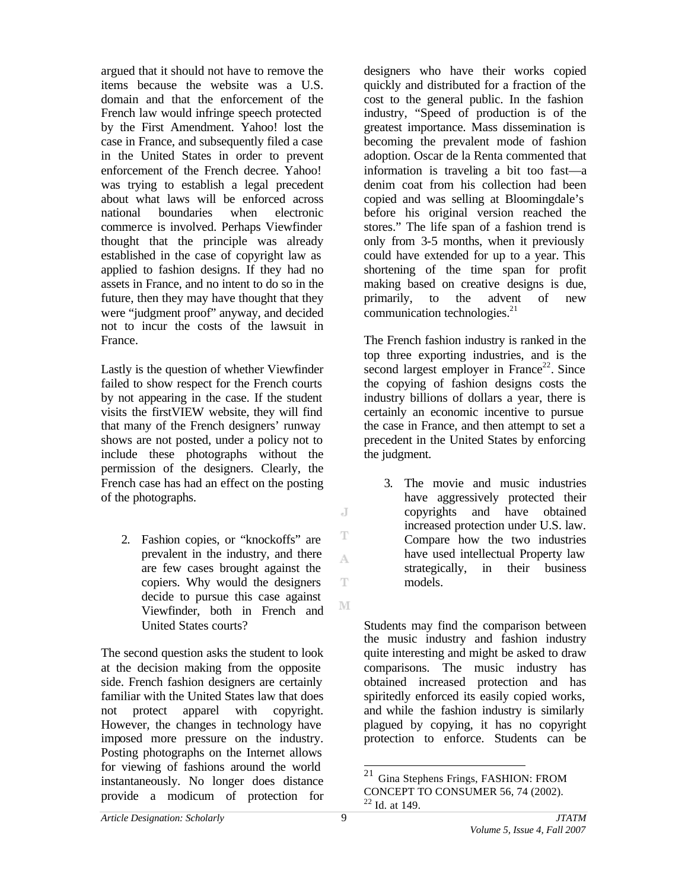argued that it should not have to remove the items because the website was a U.S. domain and that the enforcement of the French law would infringe speech protected by the First Amendment. Yahoo! lost the case in France, and subsequently filed a case in the United States in order to prevent enforcement of the French decree. Yahoo! was trying to establish a legal precedent about what laws will be enforced across national boundaries when electronic commerce is involved. Perhaps Viewfinder thought that the principle was already established in the case of copyright law as applied to fashion designs. If they had no assets in France, and no intent to do so in the future, then they may have thought that they were "judgment proof" anyway, and decided not to incur the costs of the lawsuit in France.

Lastly is the question of whether Viewfinder failed to show respect for the French courts by not appearing in the case. If the student visits the firstVIEW website, they will find that many of the French designers' runway shows are not posted, under a policy not to include these photographs without the permission of the designers. Clearly, the French case has had an effect on the posting of the photographs.

2. Fashion copies, or "knockoffs" are prevalent in the industry, and there are few cases brought against the copiers. Why would the designers decide to pursue this case against Viewfinder, both in French and United States courts?

The second question asks the student to look at the decision making from the opposite side. French fashion designers are certainly familiar with the United States law that does not protect apparel with copyright. However, the changes in technology have imposed more pressure on the industry. Posting photographs on the Internet allows for viewing of fashions around the world instantaneously. No longer does distance provide a modicum of protection for designers who have their works copied quickly and distributed for a fraction of the cost to the general public. In the fashion industry, "Speed of production is of the greatest importance. Mass dissemination is becoming the prevalent mode of fashion adoption. Oscar de la Renta commented that information is traveling a bit too fast—a denim coat from his collection had been copied and was selling at Bloomingdale's before his original version reached the stores." The life span of a fashion trend is only from 3-5 months, when it previously could have extended for up to a year. This shortening of the time span for profit making based on creative designs is due, primarily, to the advent of new communication technologies.[21]

The French fashion industry is ranked in the top three exporting industries, and is the second largest employer in France[22]. Since the copying of fashion designs costs the industry billions of dollars a year, there is certainly an economic incentive to pursue the case in France, and then attempt to set a precedent in the United States by enforcing the judgment.

3. The movie and music industries have aggressively protected their copyrights and have obtained increased protection under U.S. law. Compare how the two industries have used intellectual Property law strategically, in their business models.

Students may find the comparison between the music industry and fashion industry quite interesting and might be asked to draw comparisons. The music industry has obtained increased protection and has spiritedly enforced its easily copied works, and while the fashion industry is similarly plagued by copying, it has no copyright protection to enforce. Students can be

---

[21] Gina Stephens Frings, FASHION: FROM CONCEPT TO CONSUMER 56, 74 (2002).
[22] Id. at 149.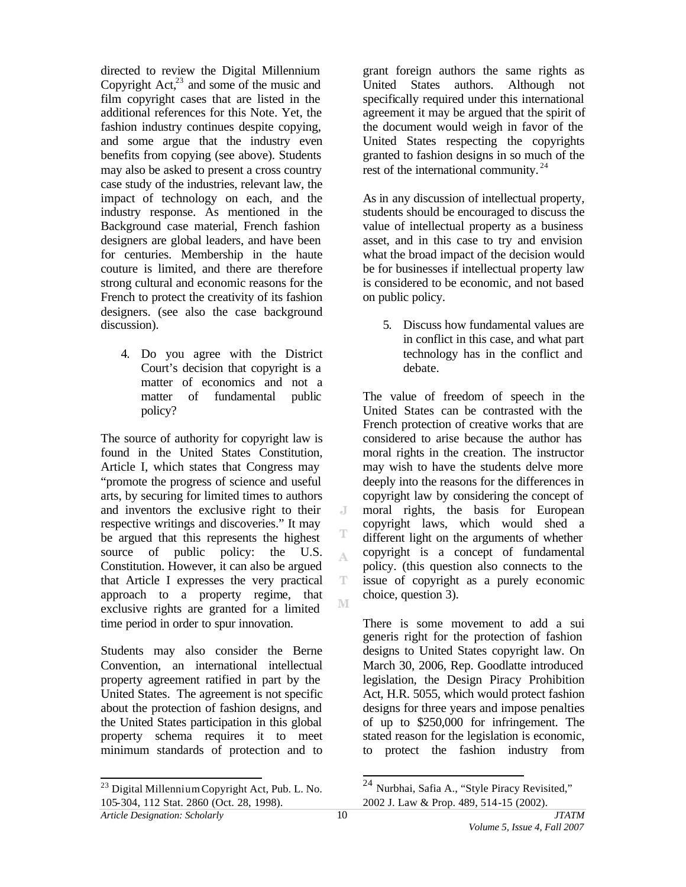directed to review the Digital Millennium Copyright Act,[23] and some of the music and film copyright cases that are listed in the additional references for this Note. Yet, the fashion industry continues despite copying, and some argue that the industry even benefits from copying (see above). Students may also be asked to present a cross country case study of the industries, relevant law, the impact of technology on each, and the industry response. As mentioned in the Background case material, French fashion designers are global leaders, and have been for centuries. Membership in the haute couture is limited, and there are therefore strong cultural and economic reasons for the French to protect the creativity of its fashion designers. (see also the case background discussion).

4. Do you agree with the District Court's decision that copyright is a matter of economics and not a matter of fundamental public policy?

The source of authority for copyright law is found in the United States Constitution, Article I, which states that Congress may "promote the progress of science and useful arts, by securing for limited times to authors and inventors the exclusive right to their respective writings and discoveries." It may be argued that this represents the highest source of public policy: the U.S. Constitution. However, it can also be argued that Article I expresses the very practical approach to a property regime, that exclusive rights are granted for a limited time period in order to spur innovation.

Students may also consider the Berne Convention, an international intellectual property agreement ratified in part by the United States. The agreement is not specific about the protection of fashion designs, and the United States participation in this global property schema requires it to meet minimum standards of protection and to grant foreign authors the same rights as United States authors. Although not specifically required under this international agreement it may be argued that the spirit of the document would weigh in favor of the United States respecting the copyrights granted to fashion designs in so much of the rest of the international community.[24]

As in any discussion of intellectual property, students should be encouraged to discuss the value of intellectual property as a business asset, and in this case to try and envision what the broad impact of the decision would be for businesses if intellectual property law is considered to be economic, and not based on public policy.

5. Discuss how fundamental values are in conflict in this case, and what part technology has in the conflict and debate.

The value of freedom of speech in the United States can be contrasted with the French protection of creative works that are considered to arise because the author has moral rights in the creation. The instructor may wish to have the students delve more deeply into the reasons for the differences in copyright law by considering the concept of moral rights, the basis for European copyright laws, which would shed a different light on the arguments of whether copyright is a concept of fundamental policy. (this question also connects to the issue of copyright as a purely economic choice, question 3).

There is some movement to add a sui generis right for the protection of fashion designs to United States copyright law. On March 30, 2006, Rep. Goodlatte introduced legislation, the Design Piracy Prohibition Act, H.R. 5055, which would protect fashion designs for three years and impose penalties of up to $250,000 for infringement. The stated reason for the legislation is economic, to protect the fashion industry from

---

[23] Digital Millennium Copyright Act, Pub. L. No. 105-304, 112 Stat. 2860 (Oct. 28, 1998).

[24] Nurbhai, Safia A., "Style Piracy Revisited," 2002 J. Law & Prop. 489, 514-15 (2002).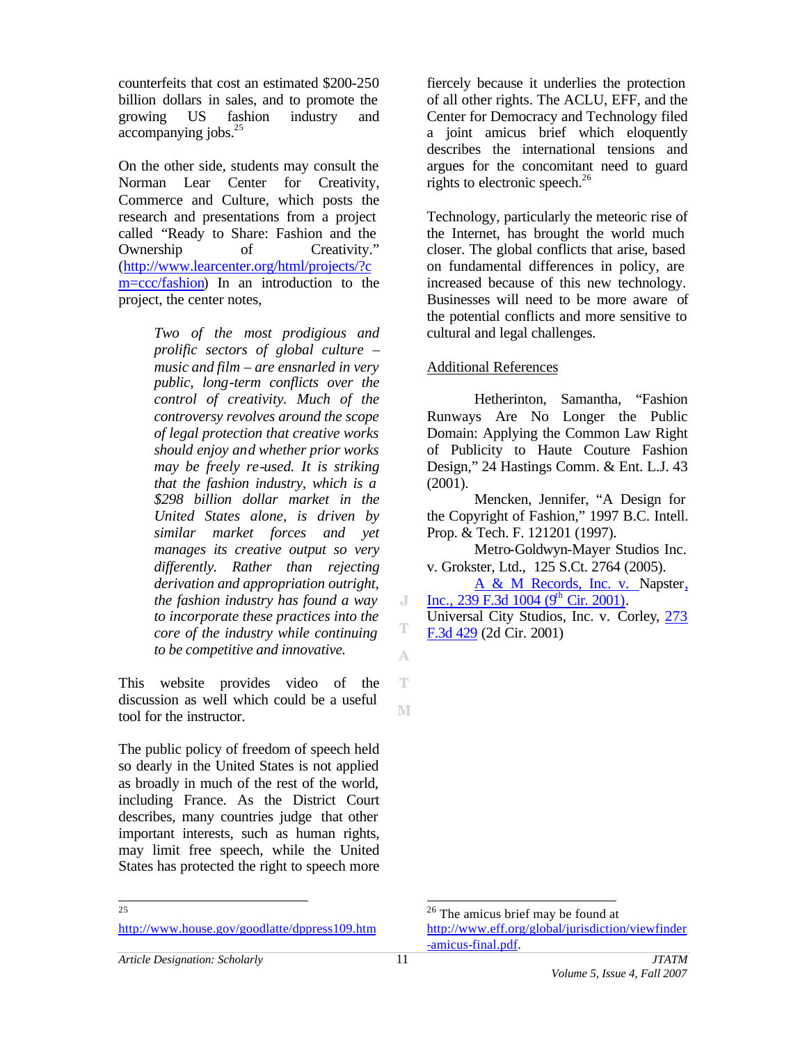counterfeits that cost an estimated $200-250 billion dollars in sales, and to promote the growing US fashion industry and accompanying jobs.[25]

On the other side, students may consult the Norman Lear Center for Creativity, Commerce and Culture, which posts the research and presentations from a project called "Ready to Share: Fashion and the Ownership of Creativity." (http://www.learcenter.org/html/projects/?cm=ccc/fashion) In an introduction to the project, the center notes,

> *Two of the most prodigious and prolific sectors of global culture – music and film – are ensnarled in very public, long-term conflicts over the control of creativity. Much of the controversy revolves around the scope of legal protection that creative works should enjoy and whether prior works may be freely re-used. It is striking that the fashion industry, which is a $298 billion dollar market in the United States alone, is driven by similar market forces and yet manages its creative output so very differently. Rather than rejecting derivation and appropriation outright, the fashion industry has found a way to incorporate these practices into the core of the industry while continuing to be competitive and innovative.*

This website provides video of the discussion as well which could be a useful tool for the instructor.

The public policy of freedom of speech held so dearly in the United States is not applied as broadly in much of the rest of the world, including France. As the District Court describes, many countries judge that other important interests, such as human rights, may limit free speech, while the United States has protected the right to speech more fiercely because it underlies the protection of all other rights. The ACLU, EFF, and the Center for Democracy and Technology filed a joint amicus brief which eloquently describes the international tensions and argues for the concomitant need to guard rights to electronic speech.[26]

Technology, particularly the meteoric rise of the Internet, has brought the world much closer. The global conflicts that arise, based on fundamental differences in policy, are increased because of this new technology. Businesses will need to be more aware of the potential conflicts and more sensitive to cultural and legal challenges.

## Additional References

Hetherinton, Samantha, "Fashion Runways Are No Longer the Public Domain: Applying the Common Law Right of Publicity to Haute Couture Fashion Design," 24 Hastings Comm. & Ent. L.J. 43 (2001).

Mencken, Jennifer, "A Design for the Copyright of Fashion," 1997 B.C. Intell. Prop. & Tech. F. 121201 (1997).

Metro-Goldwyn-Mayer Studios Inc. v. Grokster, Ltd., 125 S.Ct. 2764 (2005).

A & M Records, Inc. v. Napster, Inc., 239 F.3d 1004 (9th Cir. 2001).

Universal City Studios, Inc. v. Corley, 273 F.3d 429 (2d Cir. 2001)

---

[25] http://www.house.gov/goodlatte/dppress109.htm

[26] The amicus brief may be found at http://www.eff.org/global/jurisdiction/viewfinder-amicus-final.pdf.